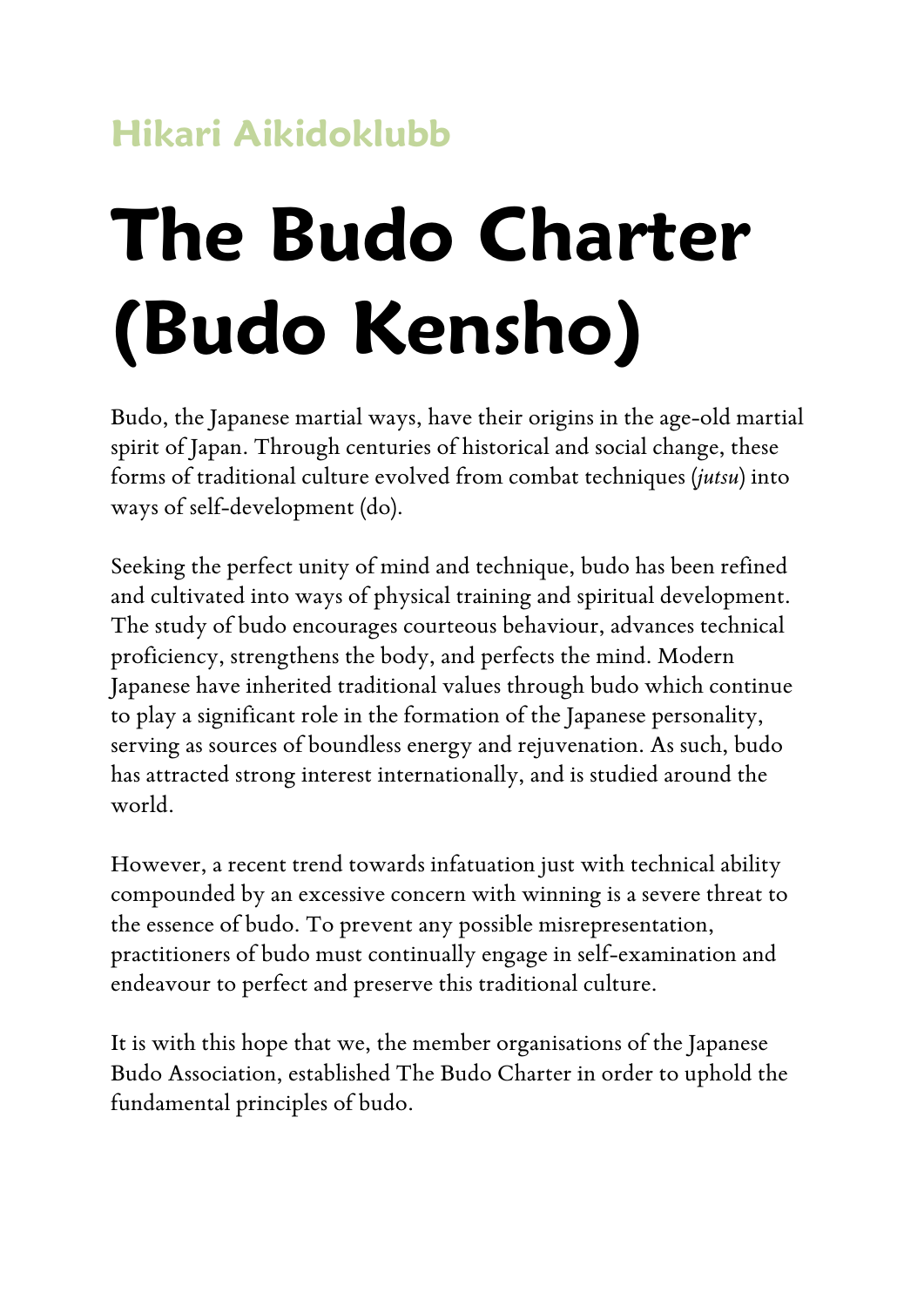Hikari Aikidoklubb

# The Budo Charter (Budo Kensho)

Budo, the Japanese martial ways, have their origins in the age-old martial spirit of Japan. Through centuries of historical and social change, these forms of traditional culture evolved from combat techniques (*jutsu*) into ways of self-development (do).

Seeking the perfect unity of mind and technique, budo has been refined and cultivated into ways of physical training and spiritual development. The study of budo encourages courteous behaviour, advances technical proficiency, strengthens the body, and perfects the mind. Modern Japanese have inherited traditional values through budo which continue to play a significant role in the formation of the Japanese personality, serving as sources of boundless energy and rejuvenation. As such, budo has attracted strong interest internationally, and is studied around the world.

However, a recent trend towards infatuation just with technical ability compounded by an excessive concern with winning is a severe threat to the essence of budo. To prevent any possible misrepresentation, practitioners of budo must continually engage in self-examination and endeavour to perfect and preserve this traditional culture.

It is with this hope that we, the member organisations of the Japanese Budo Association, established The Budo Charter in order to uphold the fundamental principles of budo.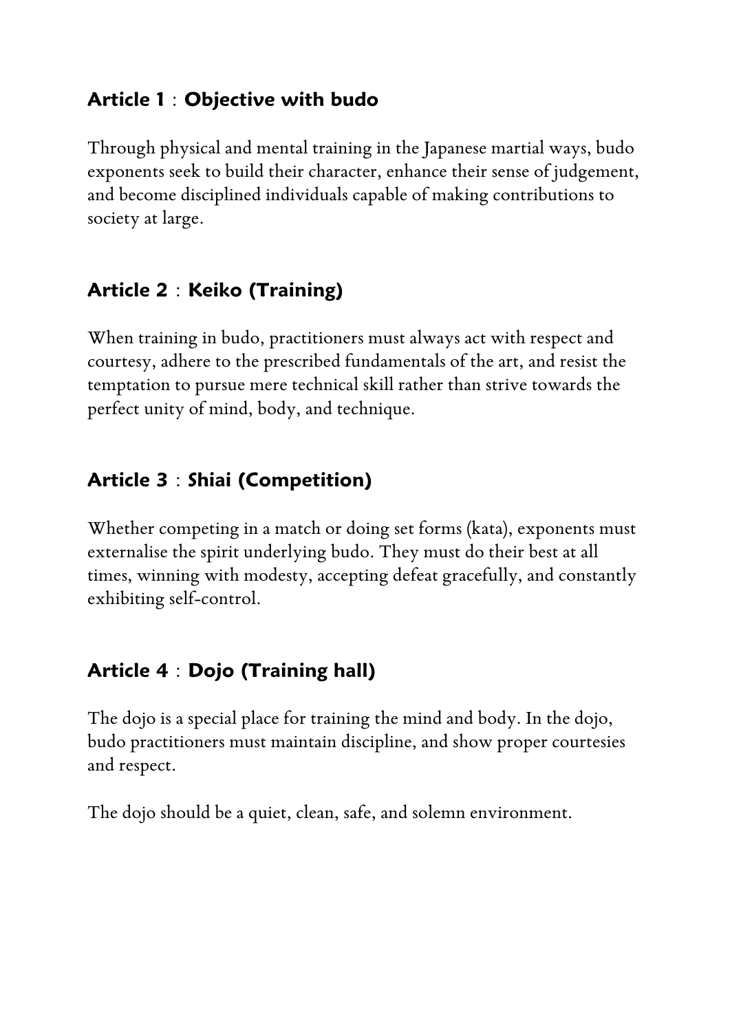## Article 1 : Objective with budo

Through physical and mental training in the Japanese martial ways, budo exponents seek to build their character, enhance their sense of judgement, and become disciplined individuals capable of making contributions to society at large.

## Article 2 : Keiko (Training)

When training in budo, practitioners must always act with respect and courtesy, adhere to the prescribed fundamentals of the art, and resist the temptation to pursue mere technical skill rather than strive towards the perfect unity of mind, body, and technique.

## Article 3 : Shiai (Competition)

Whether competing in a match or doing set forms (kata), exponents must externalise the spirit underlying budo. They must do their best at all times, winning with modesty, accepting defeat gracefully, and constantly exhibiting self-control.

## Article 4 : Dojo (Training hall)

The dojo is a special place for training the mind and body. In the dojo, budo practitioners must maintain discipline, and show proper courtesies and respect.

The dojo should be a quiet, clean, safe, and solemn environment.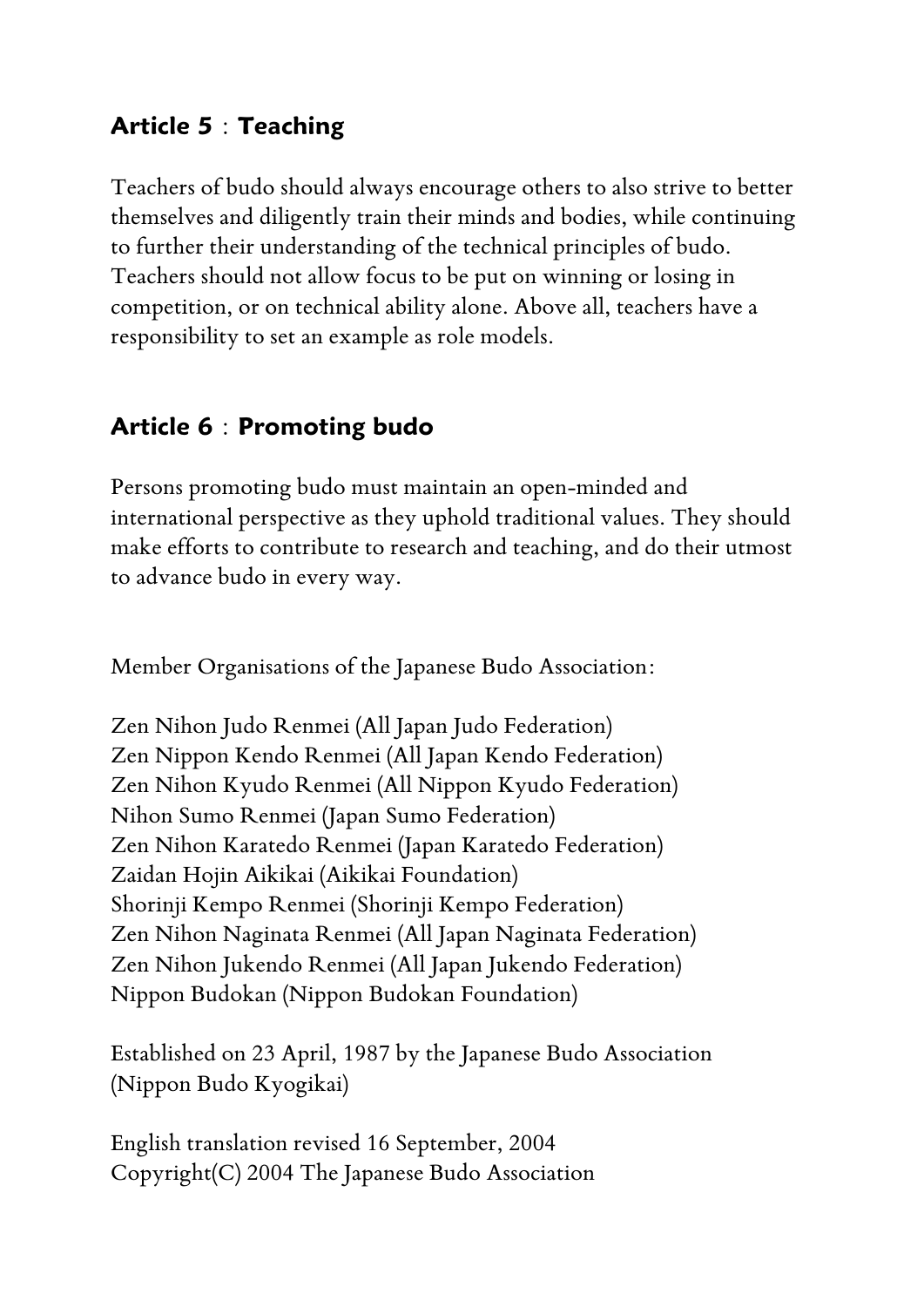## **Article 5**：**Teaching**

Teachers of budo should always encourage others to also strive to better themselves and diligently train their minds and bodies, while continuing to further their understanding of the technical principles of budo. Teachers should not allow focus to be put on winning or losing in competition, or on technical ability alone. Above all, teachers have a responsibility to set an example as role models.

## **Article 6**：**Promoting budo**

Persons promoting budo must maintain an open-minded and international perspective as they uphold traditional values. They should make efforts to contribute to research and teaching, and do their utmost to advance budo in every way.

Member Organisations of the Japanese Budo Association:

Zen Nihon Judo Renmei (All Japan Judo Federation)
Zen Nippon Kendo Renmei (All Japan Kendo Federation)
Zen Nihon Kyudo Renmei (All Nippon Kyudo Federation)
Nihon Sumo Renmei (Japan Sumo Federation)
Zen Nihon Karatedo Renmei (Japan Karatedo Federation)
Zaidan Hojin Aikikai (Aikikai Foundation)
Shorinji Kempo Renmei (Shorinji Kempo Federation)
Zen Nihon Naginata Renmei (All Japan Naginata Federation)
Zen Nihon Jukendo Renmei (All Japan Jukendo Federation)
Nippon Budokan (Nippon Budokan Foundation)

Established on 23 April, 1987 by the Japanese Budo Association (Nippon Budo Kyogikai)

English translation revised 16 September, 2004
Copyright(C) 2004 The Japanese Budo Association